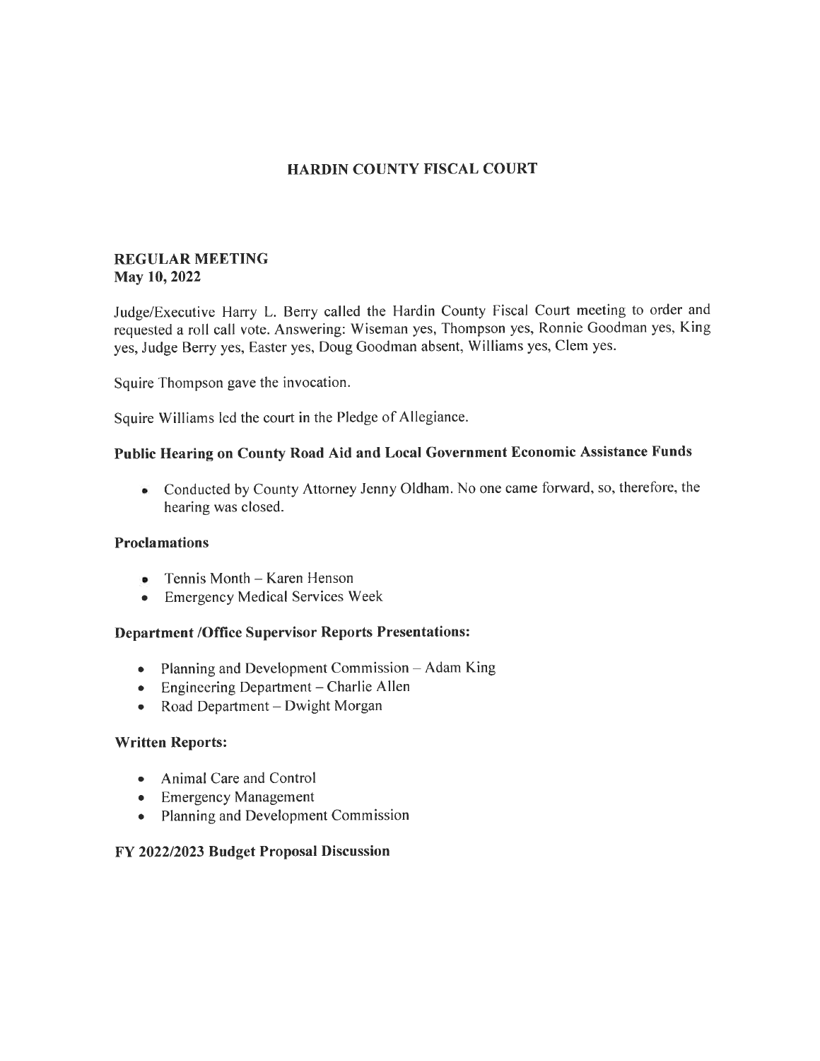# HARDIN COUNTY FISCAL COURT

**REGULAR MEETING**
**May 10, 2022**

Judge/Executive Harry L. Berry called the Hardin County Fiscal Court meeting to order and requested a roll call vote. Answering: Wiseman yes, Thompson yes, Ronnie Goodman yes, King yes, Judge Berry yes, Easter yes, Doug Goodman absent, Williams yes, Clem yes.

Squire Thompson gave the invocation.

Squire Williams led the court in the Pledge of Allegiance.

### Public Hearing on County Road Aid and Local Government Economic Assistance Funds

- Conducted by County Attorney Jenny Oldham. No one came forward, so, therefore, the hearing was closed.

### Proclamations

- Tennis Month – Karen Henson
- Emergency Medical Services Week

### Department /Office Supervisor Reports Presentations:

- Planning and Development Commission – Adam King
- Engineering Department – Charlie Allen
- Road Department – Dwight Morgan

### Written Reports:

- Animal Care and Control
- Emergency Management
- Planning and Development Commission

### FY 2022/2023 Budget Proposal Discussion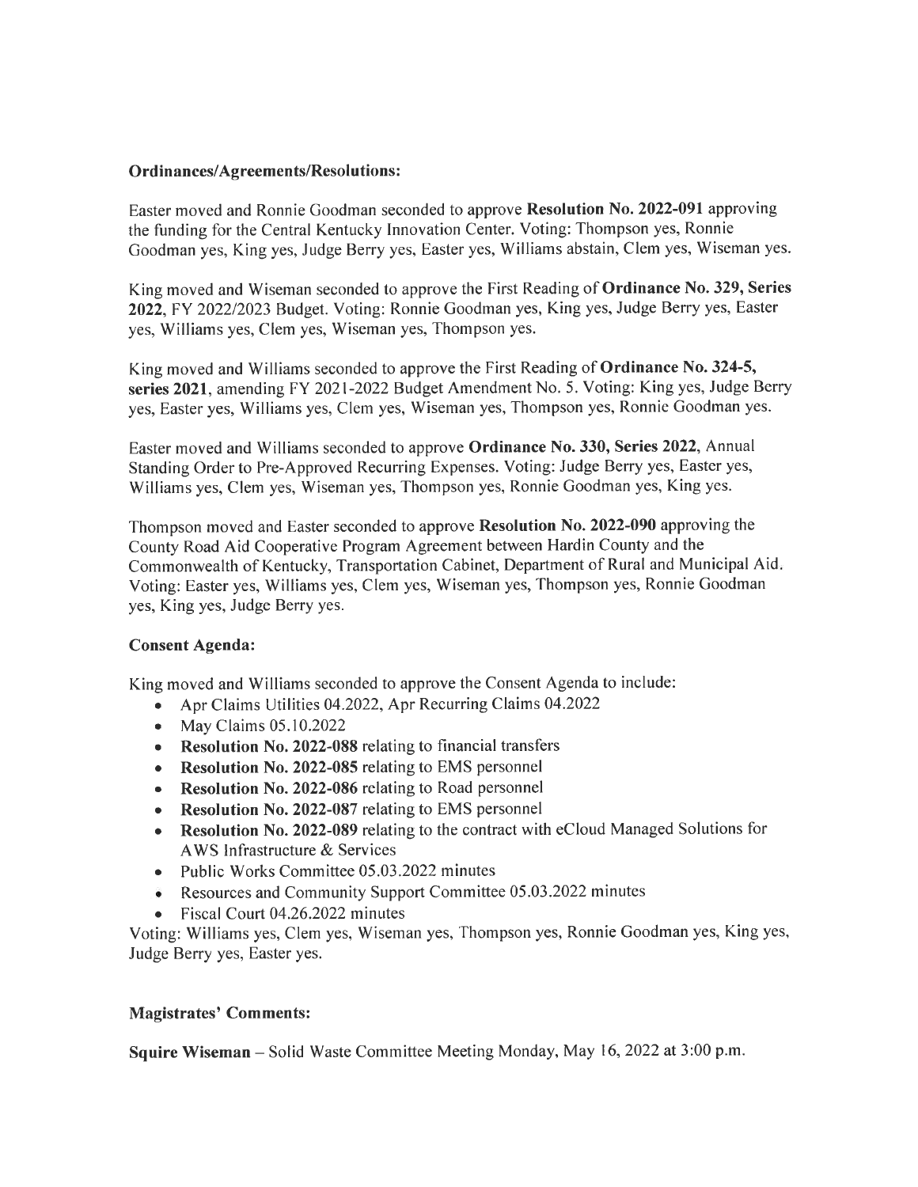**Ordinances/Agreements/Resolutions:**

Easter moved and Ronnie Goodman seconded to approve **Resolution No. 2022-091** approving the funding for the Central Kentucky Innovation Center. Voting: Thompson yes, Ronnie Goodman yes, King yes, Judge Berry yes, Easter yes, Williams abstain, Clem yes, Wiseman yes.

King moved and Wiseman seconded to approve the First Reading of **Ordinance No. 329, Series 2022**, FY 2022/2023 Budget. Voting: Ronnie Goodman yes, King yes, Judge Berry yes, Easter yes, Williams yes, Clem yes, Wiseman yes, Thompson yes.

King moved and Williams seconded to approve the First Reading of **Ordinance No. 324-5, series 2021**, amending FY 2021-2022 Budget Amendment No. 5. Voting: King yes, Judge Berry yes, Easter yes, Williams yes, Clem yes, Wiseman yes, Thompson yes, Ronnie Goodman yes.

Easter moved and Williams seconded to approve **Ordinance No. 330, Series 2022**, Annual Standing Order to Pre-Approved Recurring Expenses. Voting: Judge Berry yes, Easter yes, Williams yes, Clem yes, Wiseman yes, Thompson yes, Ronnie Goodman yes, King yes.

Thompson moved and Easter seconded to approve **Resolution No. 2022-090** approving the County Road Aid Cooperative Program Agreement between Hardin County and the Commonwealth of Kentucky, Transportation Cabinet, Department of Rural and Municipal Aid. Voting: Easter yes, Williams yes, Clem yes, Wiseman yes, Thompson yes, Ronnie Goodman yes, King yes, Judge Berry yes.

**Consent Agenda:**

King moved and Williams seconded to approve the Consent Agenda to include:

- Apr Claims Utilities 04.2022, Apr Recurring Claims 04.2022
- May Claims 05.10.2022
- **Resolution No. 2022-088** relating to financial transfers
- **Resolution No. 2022-085** relating to EMS personnel
- **Resolution No. 2022-086** relating to Road personnel
- **Resolution No. 2022-087** relating to EMS personnel
- **Resolution No. 2022-089** relating to the contract with eCloud Managed Solutions for AWS Infrastructure & Services
- Public Works Committee 05.03.2022 minutes
- Resources and Community Support Committee 05.03.2022 minutes
- Fiscal Court 04.26.2022 minutes

Voting: Williams yes, Clem yes, Wiseman yes, Thompson yes, Ronnie Goodman yes, King yes, Judge Berry yes, Easter yes.

**Magistrates' Comments:**

**Squire Wiseman** – Solid Waste Committee Meeting Monday, May 16, 2022 at 3:00 p.m.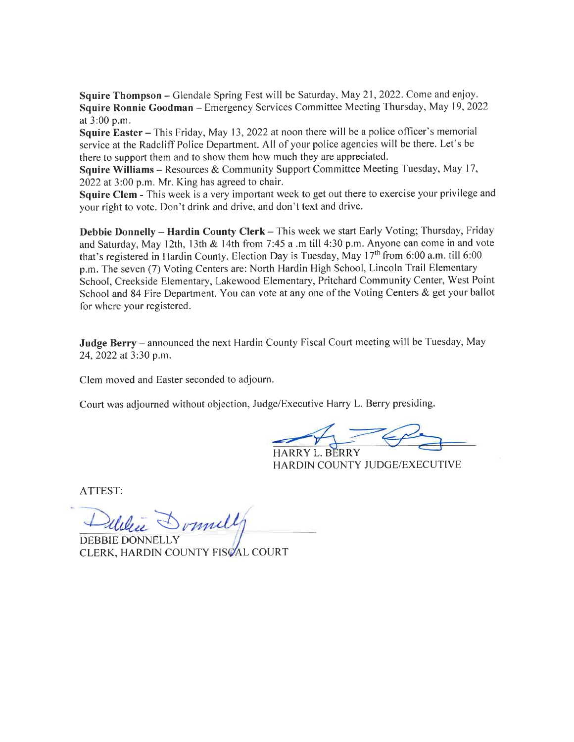**Squire Thompson** – Glendale Spring Fest will be Saturday, May 21, 2022. Come and enjoy.
**Squire Ronnie Goodman** – Emergency Services Committee Meeting Thursday, May 19, 2022 at 3:00 p.m.
**Squire Easter** – This Friday, May 13, 2022 at noon there will be a police officer's memorial service at the Radcliff Police Department. All of your police agencies will be there. Let's be there to support them and to show them how much they are appreciated.
**Squire Williams** – Resources & Community Support Committee Meeting Tuesday, May 17, 2022 at 3:00 p.m. Mr. King has agreed to chair.
**Squire Clem** - This week is a very important week to get out there to exercise your privilege and your right to vote. Don't drink and drive, and don't text and drive.

**Debbie Donnelly – Hardin County Clerk** – This week we start Early Voting; Thursday, Friday and Saturday, May 12th, 13th & 14th from 7:45 a .m till 4:30 p.m. Anyone can come in and vote that's registered in Hardin County. Election Day is Tuesday, May 17th from 6:00 a.m. till 6:00 p.m. The seven (7) Voting Centers are: North Hardin High School, Lincoln Trail Elementary School, Creekside Elementary, Lakewood Elementary, Pritchard Community Center, West Point School and 84 Fire Department. You can vote at any one of the Voting Centers & get your ballot for where your registered.

**Judge Berry** – announced the next Hardin County Fiscal Court meeting will be Tuesday, May 24, 2022 at 3:30 p.m.

Clem moved and Easter seconded to adjourn.

Court was adjourned without objection, Judge/Executive Harry L. Berry presiding.

HARRY L. BERRY
HARDIN COUNTY JUDGE/EXECUTIVE

ATTEST:

DEBBIE DONNELLY
CLERK, HARDIN COUNTY FISCAL COURT